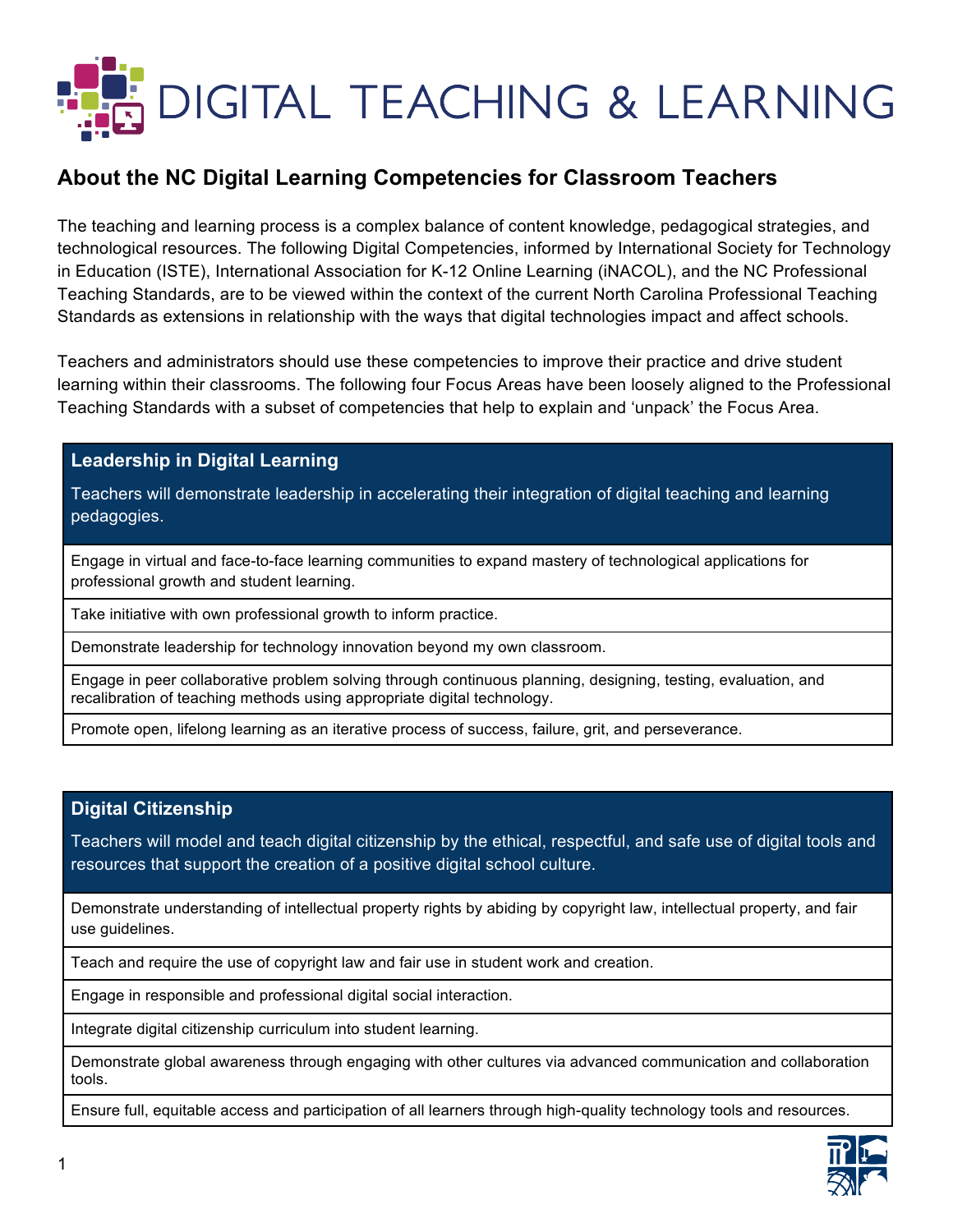# DIGITAL TEACHING & LEARNING

## About the NC Digital Learning Competencies for Classroom Teachers

The teaching and learning process is a complex balance of content knowledge, pedagogical strategies, and technological resources. The following Digital Competencies, informed by International Society for Technology in Education (ISTE), International Association for K-12 Online Learning (iNACOL), and the NC Professional Teaching Standards, are to be viewed within the context of the current North Carolina Professional Teaching Standards as extensions in relationship with the ways that digital technologies impact and affect schools.

Teachers and administrators should use these competencies to improve their practice and drive student learning within their classrooms. The following four Focus Areas have been loosely aligned to the Professional Teaching Standards with a subset of competencies that help to explain and 'unpack' the Focus Area.

| **Leadership in Digital Learning**<br>Teachers will demonstrate leadership in accelerating their integration of digital teaching and learning pedagogies. |
|---|
| Engage in virtual and face-to-face learning communities to expand mastery of technological applications for professional growth and student learning. |
| Take initiative with own professional growth to inform practice. |
| Demonstrate leadership for technology innovation beyond my own classroom. |
| Engage in peer collaborative problem solving through continuous planning, designing, testing, evaluation, and recalibration of teaching methods using appropriate digital technology. |
| Promote open, lifelong learning as an iterative process of success, failure, grit, and perseverance. |

| **Digital Citizenship**<br>Teachers will model and teach digital citizenship by the ethical, respectful, and safe use of digital tools and resources that support the creation of a positive digital school culture. |
|---|
| Demonstrate understanding of intellectual property rights by abiding by copyright law, intellectual property, and fair use guidelines. |
| Teach and require the use of copyright law and fair use in student work and creation. |
| Engage in responsible and professional digital social interaction. |
| Integrate digital citizenship curriculum into student learning. |
| Demonstrate global awareness through engaging with other cultures via advanced communication and collaboration tools. |
| Ensure full, equitable access and participation of all learners through high-quality technology tools and resources. |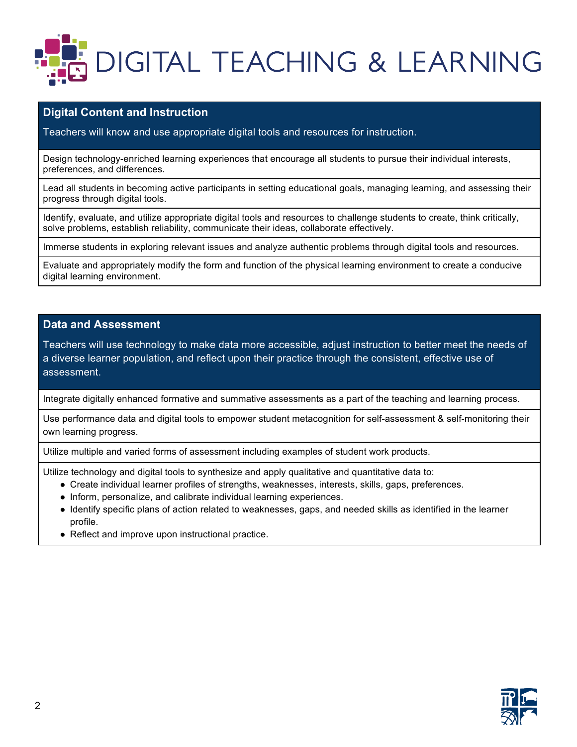# DIGITAL TEACHING & LEARNING

## Digital Content and Instruction

Teachers will know and use appropriate digital tools and resources for instruction.

Design technology-enriched learning experiences that encourage all students to pursue their individual interests, preferences, and differences.

Lead all students in becoming active participants in setting educational goals, managing learning, and assessing their progress through digital tools.

Identify, evaluate, and utilize appropriate digital tools and resources to challenge students to create, think critically, solve problems, establish reliability, communicate their ideas, collaborate effectively.

Immerse students in exploring relevant issues and analyze authentic problems through digital tools and resources.

Evaluate and appropriately modify the form and function of the physical learning environment to create a conducive digital learning environment.

## Data and Assessment

Teachers will use technology to make data more accessible, adjust instruction to better meet the needs of a diverse learner population, and reflect upon their practice through the consistent, effective use of assessment.

Integrate digitally enhanced formative and summative assessments as a part of the teaching and learning process.

Use performance data and digital tools to empower student metacognition for self-assessment & self-monitoring their own learning progress.

Utilize multiple and varied forms of assessment including examples of student work products.

Utilize technology and digital tools to synthesize and apply qualitative and quantitative data to:

- Create individual learner profiles of strengths, weaknesses, interests, skills, gaps, preferences.
- Inform, personalize, and calibrate individual learning experiences.
- Identify specific plans of action related to weaknesses, gaps, and needed skills as identified in the learner profile.
- Reflect and improve upon instructional practice.